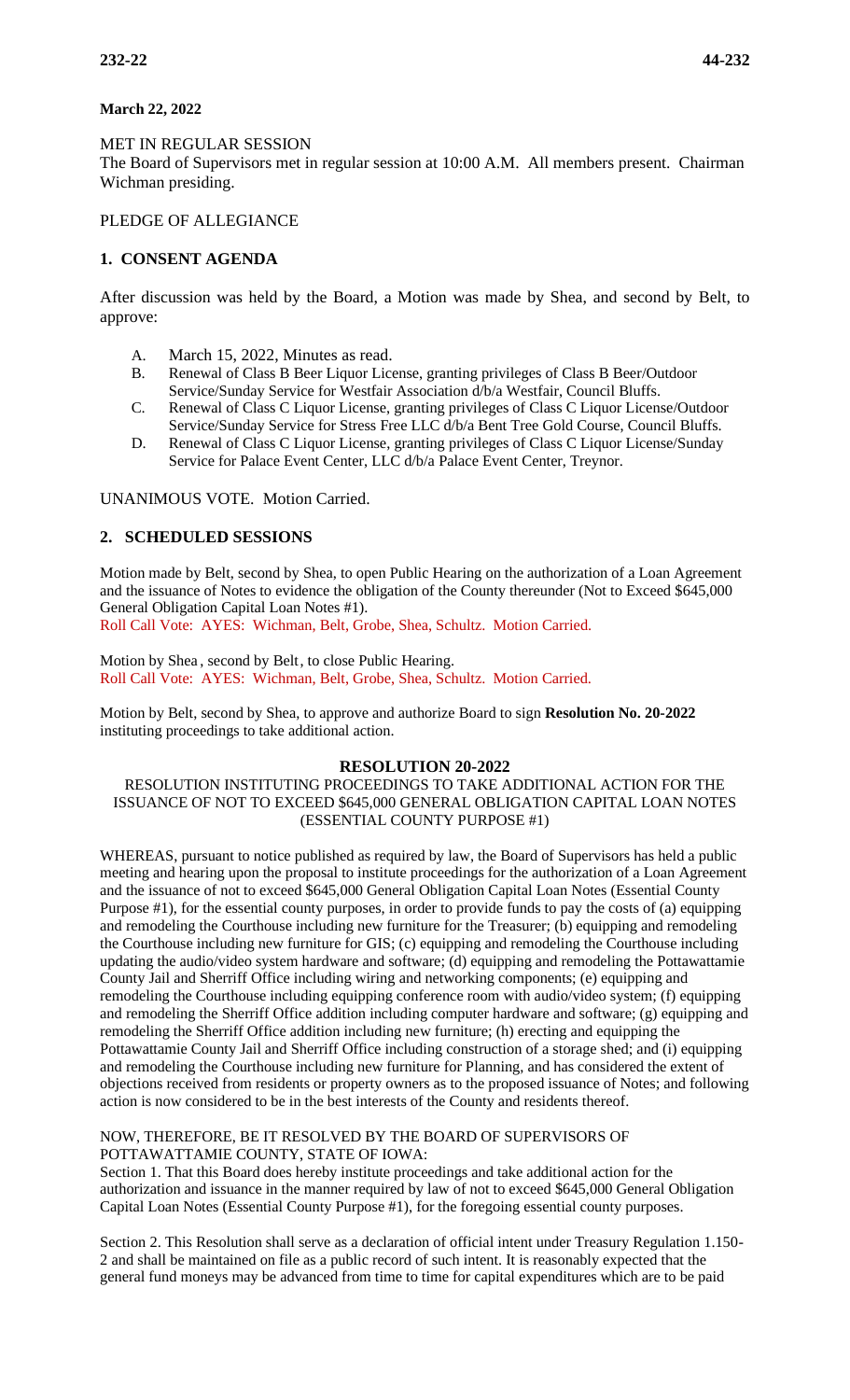**March 22, 2022**

MET IN REGULAR SESSION

The Board of Supervisors met in regular session at 10:00 A.M. All members present. Chairman Wichman presiding.

PLEDGE OF ALLEGIANCE

## 1. CONSENT AGENDA

After discussion was held by the Board, a Motion was made by Shea, and second by Belt, to approve:

A. March 15, 2022, Minutes as read.
B. Renewal of Class B Beer Liquor License, granting privileges of Class B Beer/Outdoor Service/Sunday Service for Westfair Association d/b/a Westfair, Council Bluffs.
C. Renewal of Class C Liquor License, granting privileges of Class C Liquor License/Outdoor Service/Sunday Service for Stress Free LLC d/b/a Bent Tree Gold Course, Council Bluffs.
D. Renewal of Class C Liquor License, granting privileges of Class C Liquor License/Sunday Service for Palace Event Center, LLC d/b/a Palace Event Center, Treynor.

UNANIMOUS VOTE. Motion Carried.

## 2. SCHEDULED SESSIONS

Motion made by Belt, second by Shea, to open Public Hearing on the authorization of a Loan Agreement and the issuance of Notes to evidence the obligation of the County thereunder (Not to Exceed $645,000 General Obligation Capital Loan Notes #1).
Roll Call Vote: AYES: Wichman, Belt, Grobe, Shea, Schultz. Motion Carried.

Motion by Shea, second by Belt, to close Public Hearing.
Roll Call Vote: AYES: Wichman, Belt, Grobe, Shea, Schultz. Motion Carried.

Motion by Belt, second by Shea, to approve and authorize Board to sign **Resolution No. 20-2022** instituting proceedings to take additional action.

### RESOLUTION 20-2022

RESOLUTION INSTITUTING PROCEEDINGS TO TAKE ADDITIONAL ACTION FOR THE ISSUANCE OF NOT TO EXCEED $645,000 GENERAL OBLIGATION CAPITAL LOAN NOTES (ESSENTIAL COUNTY PURPOSE #1)

WHEREAS, pursuant to notice published as required by law, the Board of Supervisors has held a public meeting and hearing upon the proposal to institute proceedings for the authorization of a Loan Agreement and the issuance of not to exceed $645,000 General Obligation Capital Loan Notes (Essential County Purpose #1), for the essential county purposes, in order to provide funds to pay the costs of (a) equipping and remodeling the Courthouse including new furniture for the Treasurer; (b) equipping and remodeling the Courthouse including new furniture for GIS; (c) equipping and remodeling the Courthouse including updating the audio/video system hardware and software; (d) equipping and remodeling the Pottawattamie County Jail and Sherriff Office including wiring and networking components; (e) equipping and remodeling the Courthouse including equipping conference room with audio/video system; (f) equipping and remodeling the Sherriff Office addition including computer hardware and software; (g) equipping and remodeling the Sherriff Office addition including new furniture; (h) erecting and equipping the Pottawattamie County Jail and Sherriff Office including construction of a storage shed; and (i) equipping and remodeling the Courthouse including new furniture for Planning, and has considered the extent of objections received from residents or property owners as to the proposed issuance of Notes; and following action is now considered to be in the best interests of the County and residents thereof.

NOW, THEREFORE, BE IT RESOLVED BY THE BOARD OF SUPERVISORS OF POTTAWATTAMIE COUNTY, STATE OF IOWA:

Section 1. That this Board does hereby institute proceedings and take additional action for the authorization and issuance in the manner required by law of not to exceed $645,000 General Obligation Capital Loan Notes (Essential County Purpose #1), for the foregoing essential county purposes.

Section 2. This Resolution shall serve as a declaration of official intent under Treasury Regulation 1.150-2 and shall be maintained on file as a public record of such intent. It is reasonably expected that the general fund moneys may be advanced from time to time for capital expenditures which are to be paid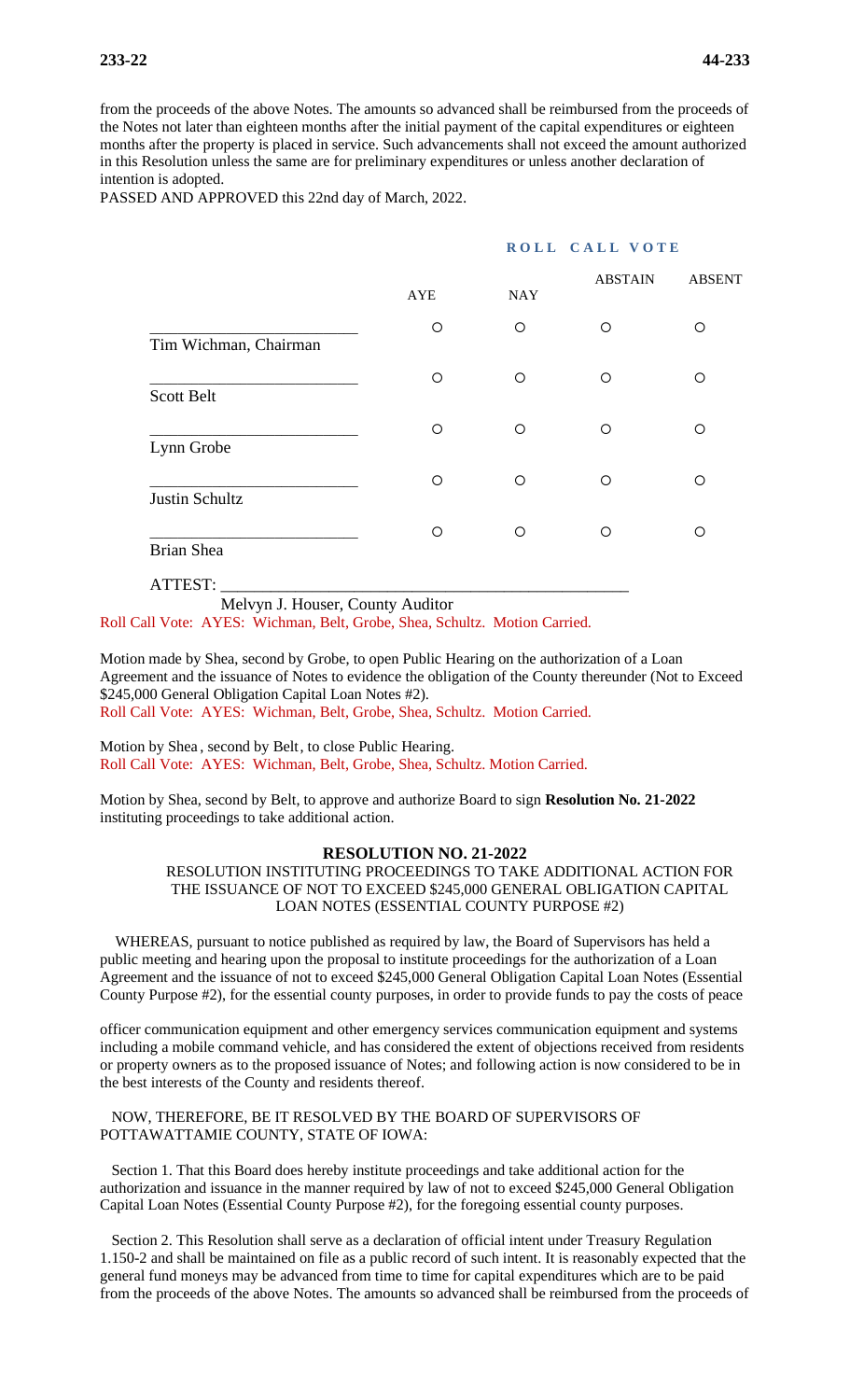from the proceeds of the above Notes. The amounts so advanced shall be reimbursed from the proceeds of the Notes not later than eighteen months after the initial payment of the capital expenditures or eighteen months after the property is placed in service. Such advancements shall not exceed the amount authorized in this Resolution unless the same are for preliminary expenditures or unless another declaration of intention is adopted.

PASSED AND APPROVED this 22nd day of March, 2022.

**ROLL CALL VOTE**

| | AYE | NAY | ABSTAIN | ABSENT |
|---|---|---|---|---|
| Tim Wichman, Chairman | ○ | ○ | ○ | ○ |
| Scott Belt | ○ | ○ | ○ | ○ |
| Lynn Grobe | ○ | ○ | ○ | ○ |
| Justin Schultz | ○ | ○ | ○ | ○ |
| Brian Shea | ○ | ○ | ○ | ○ |

ATTEST: ______________________________________________

Melvyn J. Houser, County Auditor

Roll Call Vote: AYES: Wichman, Belt, Grobe, Shea, Schultz. Motion Carried.

Motion made by Shea, second by Grobe, to open Public Hearing on the authorization of a Loan Agreement and the issuance of Notes to evidence the obligation of the County thereunder (Not to Exceed $245,000 General Obligation Capital Loan Notes #2).

Roll Call Vote: AYES: Wichman, Belt, Grobe, Shea, Schultz. Motion Carried.

Motion by Shea, second by Belt, to close Public Hearing.

Roll Call Vote: AYES: Wichman, Belt, Grobe, Shea, Schultz. Motion Carried.

Motion by Shea, second by Belt, to approve and authorize Board to sign **Resolution No. 21-2022** instituting proceedings to take additional action.

**RESOLUTION NO. 21-2022**

RESOLUTION INSTITUTING PROCEEDINGS TO TAKE ADDITIONAL ACTION FOR THE ISSUANCE OF NOT TO EXCEED $245,000 GENERAL OBLIGATION CAPITAL LOAN NOTES (ESSENTIAL COUNTY PURPOSE #2)

WHEREAS, pursuant to notice published as required by law, the Board of Supervisors has held a public meeting and hearing upon the proposal to institute proceedings for the authorization of a Loan Agreement and the issuance of not to exceed $245,000 General Obligation Capital Loan Notes (Essential County Purpose #2), for the essential county purposes, in order to provide funds to pay the costs of peace officer communication equipment and other emergency services communication equipment and systems including a mobile command vehicle, and has considered the extent of objections received from residents or property owners as to the proposed issuance of Notes; and following action is now considered to be in the best interests of the County and residents thereof.

NOW, THEREFORE, BE IT RESOLVED BY THE BOARD OF SUPERVISORS OF POTTAWATTAMIE COUNTY, STATE OF IOWA:

Section 1. That this Board does hereby institute proceedings and take additional action for the authorization and issuance in the manner required by law of not to exceed $245,000 General Obligation Capital Loan Notes (Essential County Purpose #2), for the foregoing essential county purposes.

Section 2. This Resolution shall serve as a declaration of official intent under Treasury Regulation 1.150-2 and shall be maintained on file as a public record of such intent. It is reasonably expected that the general fund moneys may be advanced from time to time for capital expenditures which are to be paid from the proceeds of the above Notes. The amounts so advanced shall be reimbursed from the proceeds of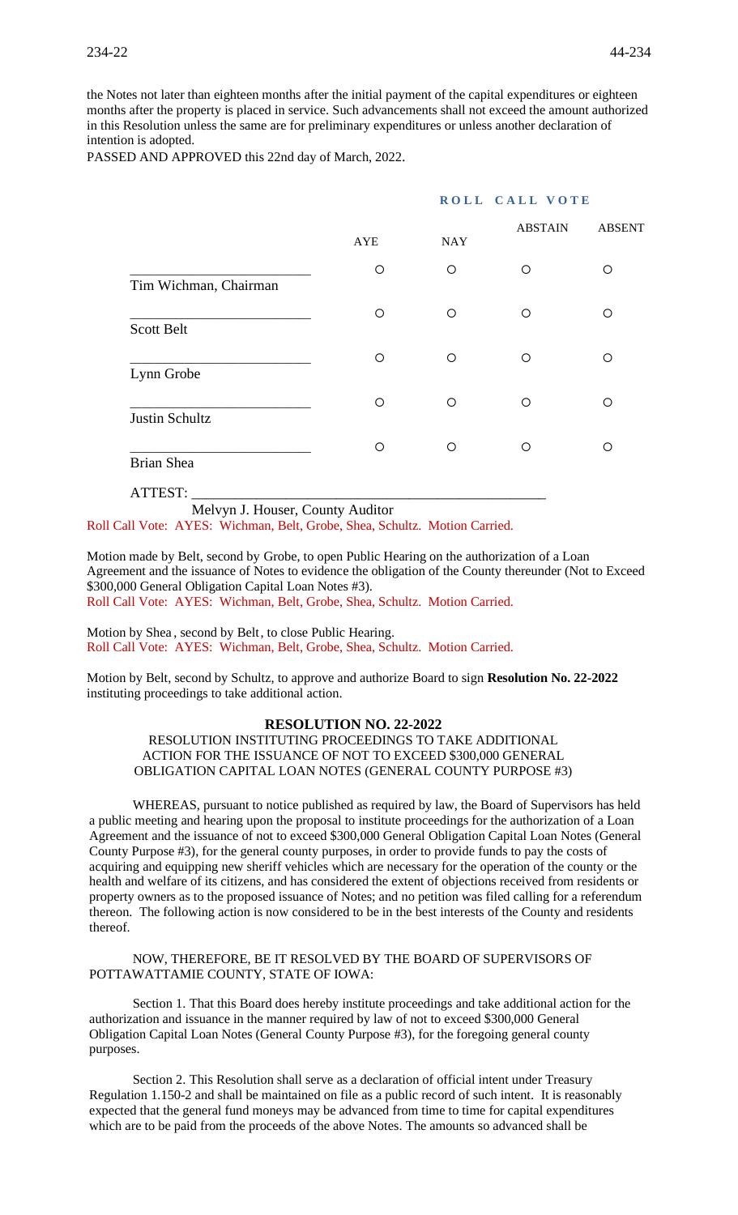the Notes not later than eighteen months after the initial payment of the capital expenditures or eighteen months after the property is placed in service. Such advancements shall not exceed the amount authorized in this Resolution unless the same are for preliminary expenditures or unless another declaration of intention is adopted.

PASSED AND APPROVED this 22nd day of March, 2022.

**ROLL CALL VOTE**

| | AYE | NAY | ABSTAIN | ABSENT |
|---|---|---|---|---|
| \_\_\_\_\_\_\_\_\_\_\_\_\_\_\_\_\_\_\_\_\_\_\_\_\_ Tim Wichman, Chairman | ○ | ○ | ○ | ○ |
| \_\_\_\_\_\_\_\_\_\_\_\_\_\_\_\_\_\_\_\_\_\_\_\_\_ Scott Belt | ○ | ○ | ○ | ○ |
| \_\_\_\_\_\_\_\_\_\_\_\_\_\_\_\_\_\_\_\_\_\_\_\_\_ Lynn Grobe | ○ | ○ | ○ | ○ |
| \_\_\_\_\_\_\_\_\_\_\_\_\_\_\_\_\_\_\_\_\_\_\_\_\_ Justin Schultz | ○ | ○ | ○ | ○ |
| \_\_\_\_\_\_\_\_\_\_\_\_\_\_\_\_\_\_\_\_\_\_\_\_\_ Brian Shea | ○ | ○ | ○ | ○ |

ATTEST: \_\_\_\_\_\_\_\_\_\_\_\_\_\_\_\_\_\_\_\_\_\_\_\_\_\_\_\_\_\_\_\_\_\_\_\_\_\_\_\_\_\_\_\_\_\_\_\_\_\_

Melvyn J. Houser, County Auditor

Roll Call Vote: AYES: Wichman, Belt, Grobe, Shea, Schultz. Motion Carried.

Motion made by Belt, second by Grobe, to open Public Hearing on the authorization of a Loan Agreement and the issuance of Notes to evidence the obligation of the County thereunder (Not to Exceed $300,000 General Obligation Capital Loan Notes #3).

Roll Call Vote: AYES: Wichman, Belt, Grobe, Shea, Schultz. Motion Carried.

Motion by Shea, second by Belt, to close Public Hearing.

Roll Call Vote: AYES: Wichman, Belt, Grobe, Shea, Schultz. Motion Carried.

Motion by Belt, second by Schultz, to approve and authorize Board to sign **Resolution No. 22-2022** instituting proceedings to take additional action.

## RESOLUTION NO. 22-2022

RESOLUTION INSTITUTING PROCEEDINGS TO TAKE ADDITIONAL ACTION FOR THE ISSUANCE OF NOT TO EXCEED $300,000 GENERAL OBLIGATION CAPITAL LOAN NOTES (GENERAL COUNTY PURPOSE #3)

WHEREAS, pursuant to notice published as required by law, the Board of Supervisors has held a public meeting and hearing upon the proposal to institute proceedings for the authorization of a Loan Agreement and the issuance of not to exceed $300,000 General Obligation Capital Loan Notes (General County Purpose #3), for the general county purposes, in order to provide funds to pay the costs of acquiring and equipping new sheriff vehicles which are necessary for the operation of the county or the health and welfare of its citizens, and has considered the extent of objections received from residents or property owners as to the proposed issuance of Notes; and no petition was filed calling for a referendum thereon. The following action is now considered to be in the best interests of the County and residents thereof.

NOW, THEREFORE, BE IT RESOLVED BY THE BOARD OF SUPERVISORS OF POTTAWATTAMIE COUNTY, STATE OF IOWA:

Section 1. That this Board does hereby institute proceedings and take additional action for the authorization and issuance in the manner required by law of not to exceed $300,000 General Obligation Capital Loan Notes (General County Purpose #3), for the foregoing general county purposes.

Section 2. This Resolution shall serve as a declaration of official intent under Treasury Regulation 1.150-2 and shall be maintained on file as a public record of such intent. It is reasonably expected that the general fund moneys may be advanced from time to time for capital expenditures which are to be paid from the proceeds of the above Notes. The amounts so advanced shall be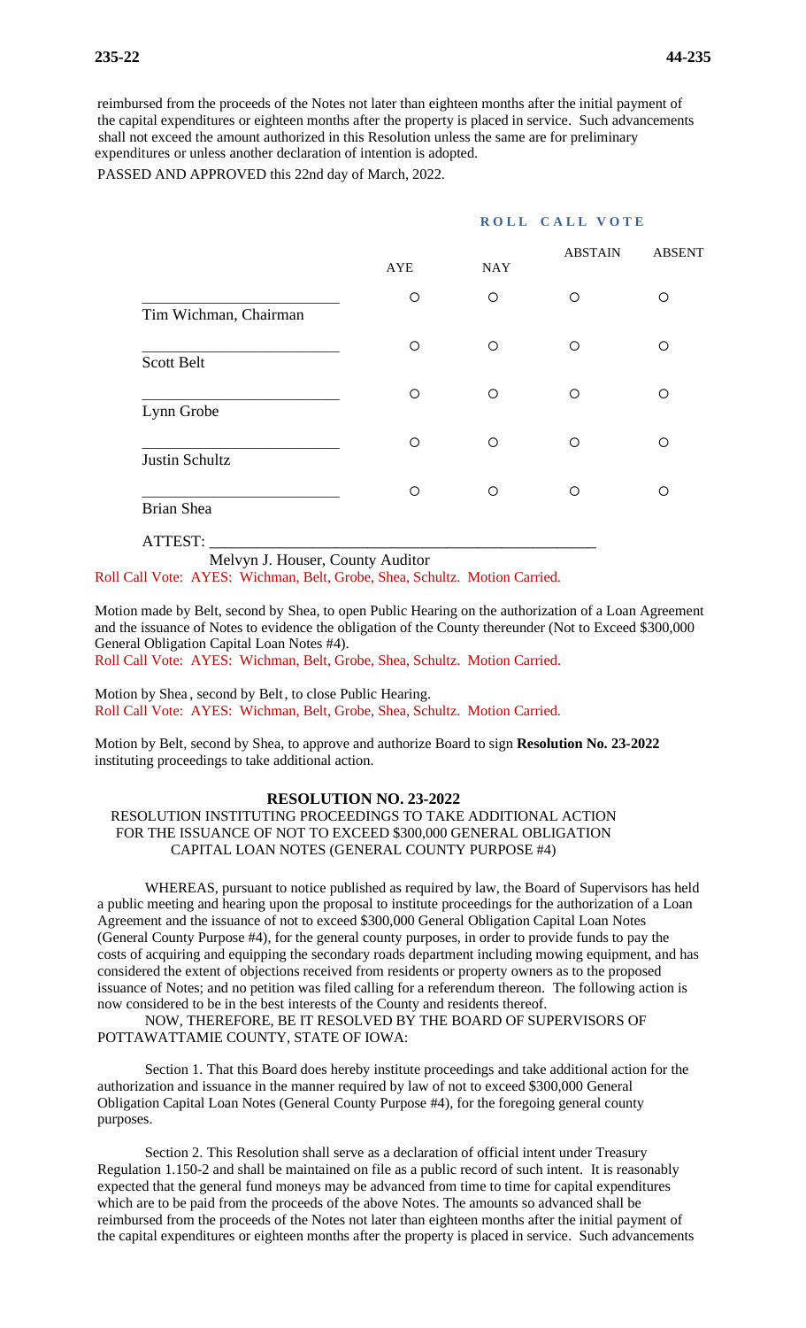reimbursed from the proceeds of the Notes not later than eighteen months after the initial payment of the capital expenditures or eighteen months after the property is placed in service. Such advancements shall not exceed the amount authorized in this Resolution unless the same are for preliminary expenditures or unless another declaration of intention is adopted.

PASSED AND APPROVED this 22nd day of March, 2022.

**ROLL CALL VOTE**

| | AYE | NAY | ABSTAIN | ABSENT |
|---|---|---|---|---|
| Tim Wichman, Chairman | ○ | ○ | ○ | ○ |
| Scott Belt | ○ | ○ | ○ | ○ |
| Lynn Grobe | ○ | ○ | ○ | ○ |
| Justin Schultz | ○ | ○ | ○ | ○ |
| Brian Shea | ○ | ○ | ○ | ○ |

ATTEST: ___________________________________________________
Melvyn J. Houser, County Auditor

Roll Call Vote: AYES: Wichman, Belt, Grobe, Shea, Schultz. Motion Carried.

Motion made by Belt, second by Shea, to open Public Hearing on the authorization of a Loan Agreement and the issuance of Notes to evidence the obligation of the County thereunder (Not to Exceed $300,000 General Obligation Capital Loan Notes #4).

Roll Call Vote: AYES: Wichman, Belt, Grobe, Shea, Schultz. Motion Carried.

Motion by Shea, second by Belt, to close Public Hearing.

Roll Call Vote: AYES: Wichman, Belt, Grobe, Shea, Schultz. Motion Carried.

Motion by Belt, second by Shea, to approve and authorize Board to sign **Resolution No. 23-2022** instituting proceedings to take additional action.

**RESOLUTION NO. 23-2022**

RESOLUTION INSTITUTING PROCEEDINGS TO TAKE ADDITIONAL ACTION FOR THE ISSUANCE OF NOT TO EXCEED $300,000 GENERAL OBLIGATION CAPITAL LOAN NOTES (GENERAL COUNTY PURPOSE #4)

WHEREAS, pursuant to notice published as required by law, the Board of Supervisors has held a public meeting and hearing upon the proposal to institute proceedings for the authorization of a Loan Agreement and the issuance of not to exceed $300,000 General Obligation Capital Loan Notes (General County Purpose #4), for the general county purposes, in order to provide funds to pay the costs of acquiring and equipping the secondary roads department including mowing equipment, and has considered the extent of objections received from residents or property owners as to the proposed issuance of Notes; and no petition was filed calling for a referendum thereon. The following action is now considered to be in the best interests of the County and residents thereof.

NOW, THEREFORE, BE IT RESOLVED BY THE BOARD OF SUPERVISORS OF POTTAWATTAMIE COUNTY, STATE OF IOWA:

Section 1. That this Board does hereby institute proceedings and take additional action for the authorization and issuance in the manner required by law of not to exceed $300,000 General Obligation Capital Loan Notes (General County Purpose #4), for the foregoing general county purposes.

Section 2. This Resolution shall serve as a declaration of official intent under Treasury Regulation 1.150-2 and shall be maintained on file as a public record of such intent. It is reasonably expected that the general fund moneys may be advanced from time to time for capital expenditures which are to be paid from the proceeds of the above Notes. The amounts so advanced shall be reimbursed from the proceeds of the Notes not later than eighteen months after the initial payment of the capital expenditures or eighteen months after the property is placed in service. Such advancements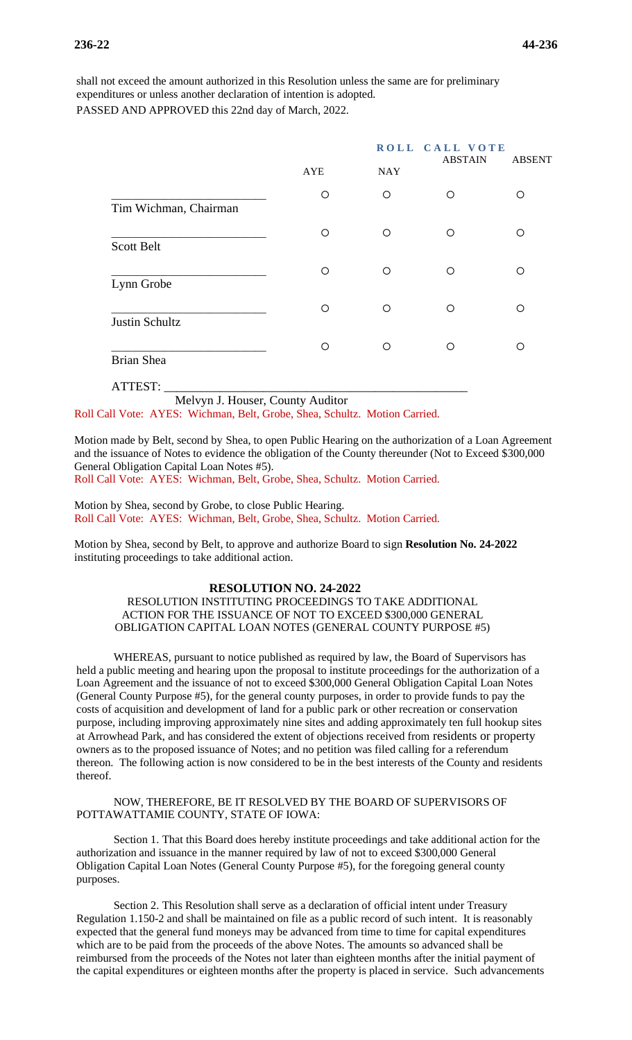shall not exceed the amount authorized in this Resolution unless the same are for preliminary expenditures or unless another declaration of intention is adopted.

PASSED AND APPROVED this 22nd day of March, 2022.

| | ROLL CALL VOTE | | | |
|---|---|---|---|---|
| | AYE | NAY | ABSTAIN | ABSENT |
| \_\_\_\_\_\_\_\_\_\_\_\_\_\_\_\_\_\_\_\_\_\_\_\_ Tim Wichman, Chairman | ○ | ○ | ○ | ○ |
| \_\_\_\_\_\_\_\_\_\_\_\_\_\_\_\_\_\_\_\_\_\_\_\_ Scott Belt | ○ | ○ | ○ | ○ |
| \_\_\_\_\_\_\_\_\_\_\_\_\_\_\_\_\_\_\_\_\_\_\_\_ Lynn Grobe | ○ | ○ | ○ | ○ |
| \_\_\_\_\_\_\_\_\_\_\_\_\_\_\_\_\_\_\_\_\_\_\_\_ Justin Schultz | ○ | ○ | ○ | ○ |
| \_\_\_\_\_\_\_\_\_\_\_\_\_\_\_\_\_\_\_\_\_\_\_\_ Brian Shea | ○ | ○ | ○ | ○ |

ATTEST: \_\_\_\_\_\_\_\_\_\_\_\_\_\_\_\_\_\_\_\_\_\_\_\_\_\_\_\_\_\_\_\_\_\_\_\_\_\_\_\_\_\_\_\_\_\_\_\_\_\_
Melvyn J. Houser, County Auditor

Roll Call Vote: AYES: Wichman, Belt, Grobe, Shea, Schultz. Motion Carried.

Motion made by Belt, second by Shea, to open Public Hearing on the authorization of a Loan Agreement and the issuance of Notes to evidence the obligation of the County thereunder (Not to Exceed $300,000 General Obligation Capital Loan Notes #5).
Roll Call Vote: AYES: Wichman, Belt, Grobe, Shea, Schultz. Motion Carried.

Motion by Shea, second by Grobe, to close Public Hearing.
Roll Call Vote: AYES: Wichman, Belt, Grobe, Shea, Schultz. Motion Carried.

Motion by Shea, second by Belt, to approve and authorize Board to sign **Resolution No. 24-2022** instituting proceedings to take additional action.

**RESOLUTION NO. 24-2022**

RESOLUTION INSTITUTING PROCEEDINGS TO TAKE ADDITIONAL ACTION FOR THE ISSUANCE OF NOT TO EXCEED $300,000 GENERAL OBLIGATION CAPITAL LOAN NOTES (GENERAL COUNTY PURPOSE #5)

WHEREAS, pursuant to notice published as required by law, the Board of Supervisors has held a public meeting and hearing upon the proposal to institute proceedings for the authorization of a Loan Agreement and the issuance of not to exceed $300,000 General Obligation Capital Loan Notes (General County Purpose #5), for the general county purposes, in order to provide funds to pay the costs of acquisition and development of land for a public park or other recreation or conservation purpose, including improving approximately nine sites and adding approximately ten full hookup sites at Arrowhead Park, and has considered the extent of objections received from residents or property owners as to the proposed issuance of Notes; and no petition was filed calling for a referendum thereon. The following action is now considered to be in the best interests of the County and residents thereof.

NOW, THEREFORE, BE IT RESOLVED BY THE BOARD OF SUPERVISORS OF POTTAWATTAMIE COUNTY, STATE OF IOWA:

Section 1. That this Board does hereby institute proceedings and take additional action for the authorization and issuance in the manner required by law of not to exceed $300,000 General Obligation Capital Loan Notes (General County Purpose #5), for the foregoing general county purposes.

Section 2. This Resolution shall serve as a declaration of official intent under Treasury Regulation 1.150-2 and shall be maintained on file as a public record of such intent. It is reasonably expected that the general fund moneys may be advanced from time to time for capital expenditures which are to be paid from the proceeds of the above Notes. The amounts so advanced shall be reimbursed from the proceeds of the Notes not later than eighteen months after the initial payment of the capital expenditures or eighteen months after the property is placed in service. Such advancements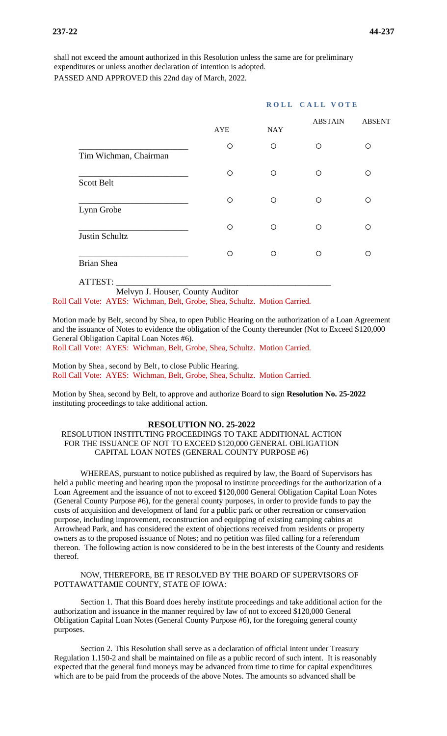shall not exceed the amount authorized in this Resolution unless the same are for preliminary expenditures or unless another declaration of intention is adopted.

PASSED AND APPROVED this 22nd day of March, 2022.

**ROLL CALL VOTE**

| | AYE | NAY | ABSTAIN | ABSENT |
|---|---|---|---|---|
| \_\_\_\_\_\_\_\_\_\_\_\_\_\_\_\_\_\_\_\_\_\_\_\_ Tim Wichman, Chairman | ○ | ○ | ○ | ○ |
| \_\_\_\_\_\_\_\_\_\_\_\_\_\_\_\_\_\_\_\_\_\_\_\_ Scott Belt | ○ | ○ | ○ | ○ |
| \_\_\_\_\_\_\_\_\_\_\_\_\_\_\_\_\_\_\_\_\_\_\_\_ Lynn Grobe | ○ | ○ | ○ | ○ |
| \_\_\_\_\_\_\_\_\_\_\_\_\_\_\_\_\_\_\_\_\_\_\_\_ Justin Schultz | ○ | ○ | ○ | ○ |
| \_\_\_\_\_\_\_\_\_\_\_\_\_\_\_\_\_\_\_\_\_\_\_\_ Brian Shea | ○ | ○ | ○ | ○ |

ATTEST: \_\_\_\_\_\_\_\_\_\_\_\_\_\_\_\_\_\_\_\_\_\_\_\_\_\_\_\_\_\_\_\_\_\_\_\_\_\_\_\_\_\_\_\_\_\_\_\_
Melvyn J. Houser, County Auditor

Roll Call Vote: AYES: Wichman, Belt, Grobe, Shea, Schultz. Motion Carried.

Motion made by Belt, second by Shea, to open Public Hearing on the authorization of a Loan Agreement and the issuance of Notes to evidence the obligation of the County thereunder (Not to Exceed $120,000 General Obligation Capital Loan Notes #6).
Roll Call Vote: AYES: Wichman, Belt, Grobe, Shea, Schultz. Motion Carried.

Motion by Shea, second by Belt, to close Public Hearing.
Roll Call Vote: AYES: Wichman, Belt, Grobe, Shea, Schultz. Motion Carried.

Motion by Shea, second by Belt, to approve and authorize Board to sign **Resolution No. 25-2022** instituting proceedings to take additional action.

**RESOLUTION NO. 25-2022**

RESOLUTION INSTITUTING PROCEEDINGS TO TAKE ADDITIONAL ACTION FOR THE ISSUANCE OF NOT TO EXCEED $120,000 GENERAL OBLIGATION CAPITAL LOAN NOTES (GENERAL COUNTY PURPOSE #6)

WHEREAS, pursuant to notice published as required by law, the Board of Supervisors has held a public meeting and hearing upon the proposal to institute proceedings for the authorization of a Loan Agreement and the issuance of not to exceed $120,000 General Obligation Capital Loan Notes (General County Purpose #6), for the general county purposes, in order to provide funds to pay the costs of acquisition and development of land for a public park or other recreation or conservation purpose, including improvement, reconstruction and equipping of existing camping cabins at Arrowhead Park, and has considered the extent of objections received from residents or property owners as to the proposed issuance of Notes; and no petition was filed calling for a referendum thereon. The following action is now considered to be in the best interests of the County and residents thereof.

NOW, THEREFORE, BE IT RESOLVED BY THE BOARD OF SUPERVISORS OF POTTAWATTAMIE COUNTY, STATE OF IOWA:

Section 1. That this Board does hereby institute proceedings and take additional action for the authorization and issuance in the manner required by law of not to exceed $120,000 General Obligation Capital Loan Notes (General County Purpose #6), for the foregoing general county purposes.

Section 2. This Resolution shall serve as a declaration of official intent under Treasury Regulation 1.150-2 and shall be maintained on file as a public record of such intent. It is reasonably expected that the general fund moneys may be advanced from time to time for capital expenditures which are to be paid from the proceeds of the above Notes. The amounts so advanced shall be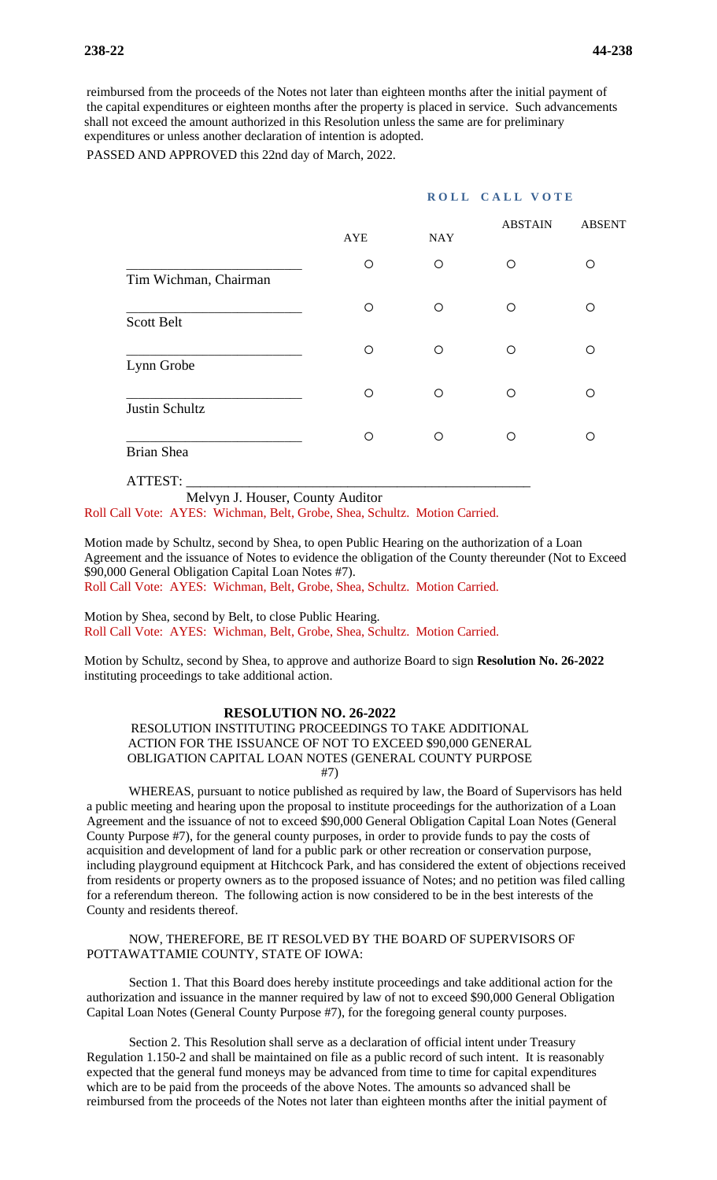reimbursed from the proceeds of the Notes not later than eighteen months after the initial payment of the capital expenditures or eighteen months after the property is placed in service. Such advancements shall not exceed the amount authorized in this Resolution unless the same are for preliminary expenditures or unless another declaration of intention is adopted.

PASSED AND APPROVED this 22nd day of March, 2022.

**ROLL CALL VOTE**

| | AYE | NAY | ABSTAIN | ABSENT |
|---|---|---|---|---|
| ________________________ Tim Wichman, Chairman | ○ | ○ | ○ | ○ |
| ________________________ Scott Belt | ○ | ○ | ○ | ○ |
| ________________________ Lynn Grobe | ○ | ○ | ○ | ○ |
| ________________________ Justin Schultz | ○ | ○ | ○ | ○ |
| ________________________ Brian Shea | ○ | ○ | ○ | ○ |

ATTEST: ______________________________________________

Melvyn J. Houser, County Auditor

Roll Call Vote: AYES: Wichman, Belt, Grobe, Shea, Schultz. Motion Carried.

Motion made by Schultz, second by Shea, to open Public Hearing on the authorization of a Loan Agreement and the issuance of Notes to evidence the obligation of the County thereunder (Not to Exceed $90,000 General Obligation Capital Loan Notes #7).

Roll Call Vote: AYES: Wichman, Belt, Grobe, Shea, Schultz. Motion Carried.

Motion by Shea, second by Belt, to close Public Hearing.

Roll Call Vote: AYES: Wichman, Belt, Grobe, Shea, Schultz. Motion Carried.

Motion by Schultz, second by Shea, to approve and authorize Board to sign **Resolution No. 26-2022** instituting proceedings to take additional action.

**RESOLUTION NO. 26-2022**

RESOLUTION INSTITUTING PROCEEDINGS TO TAKE ADDITIONAL ACTION FOR THE ISSUANCE OF NOT TO EXCEED $90,000 GENERAL OBLIGATION CAPITAL LOAN NOTES (GENERAL COUNTY PURPOSE #7)

WHEREAS, pursuant to notice published as required by law, the Board of Supervisors has held a public meeting and hearing upon the proposal to institute proceedings for the authorization of a Loan Agreement and the issuance of not to exceed $90,000 General Obligation Capital Loan Notes (General County Purpose #7), for the general county purposes, in order to provide funds to pay the costs of acquisition and development of land for a public park or other recreation or conservation purpose, including playground equipment at Hitchcock Park, and has considered the extent of objections received from residents or property owners as to the proposed issuance of Notes; and no petition was filed calling for a referendum thereon. The following action is now considered to be in the best interests of the County and residents thereof.

NOW, THEREFORE, BE IT RESOLVED BY THE BOARD OF SUPERVISORS OF POTTAWATTAMIE COUNTY, STATE OF IOWA:

Section 1. That this Board does hereby institute proceedings and take additional action for the authorization and issuance in the manner required by law of not to exceed $90,000 General Obligation Capital Loan Notes (General County Purpose #7), for the foregoing general county purposes.

Section 2. This Resolution shall serve as a declaration of official intent under Treasury Regulation 1.150-2 and shall be maintained on file as a public record of such intent. It is reasonably expected that the general fund moneys may be advanced from time to time for capital expenditures which are to be paid from the proceeds of the above Notes. The amounts so advanced shall be reimbursed from the proceeds of the Notes not later than eighteen months after the initial payment of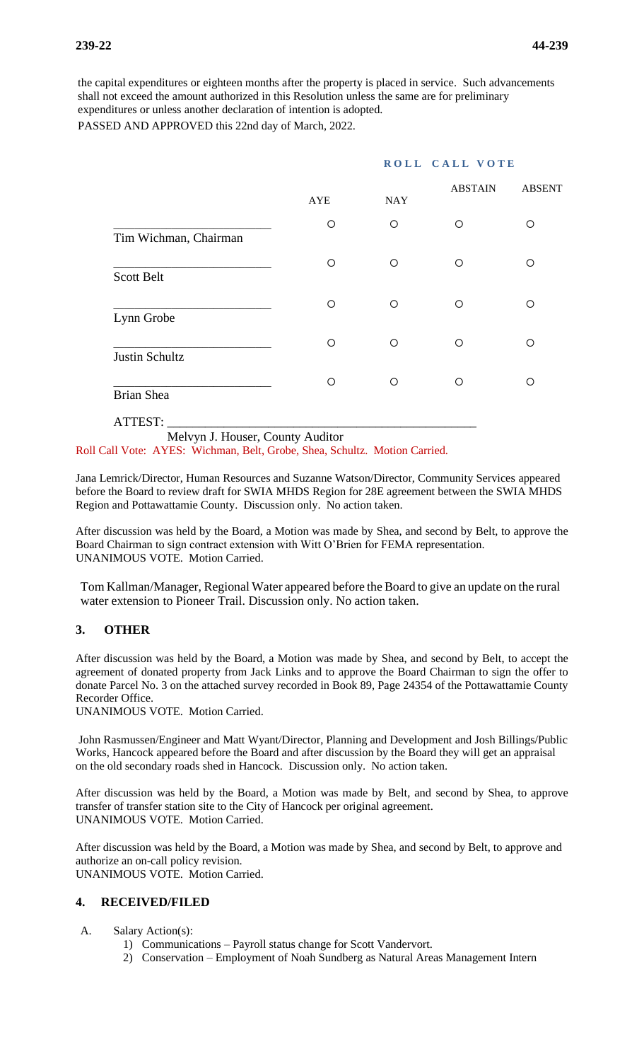the capital expenditures or eighteen months after the property is placed in service. Such advancements shall not exceed the amount authorized in this Resolution unless the same are for preliminary expenditures or unless another declaration of intention is adopted.

PASSED AND APPROVED this 22nd day of March, 2022.

**ROLL CALL VOTE**

| | AYE | NAY | ABSTAIN | ABSENT |
|---|---|---|---|---|
| ________________________ Tim Wichman, Chairman | ○ | ○ | ○ | ○ |
| ________________________ Scott Belt | ○ | ○ | ○ | ○ |
| ________________________ Lynn Grobe | ○ | ○ | ○ | ○ |
| ________________________ Justin Schultz | ○ | ○ | ○ | ○ |
| ________________________ Brian Shea | ○ | ○ | ○ | ○ |

ATTEST: ________________________________________________

Melvyn J. Houser, County Auditor

Roll Call Vote: AYES: Wichman, Belt, Grobe, Shea, Schultz. Motion Carried.

Jana Lemrick/Director, Human Resources and Suzanne Watson/Director, Community Services appeared before the Board to review draft for SWIA MHDS Region for 28E agreement between the SWIA MHDS Region and Pottawattamie County. Discussion only. No action taken.

After discussion was held by the Board, a Motion was made by Shea, and second by Belt, to approve the Board Chairman to sign contract extension with Witt O'Brien for FEMA representation.
UNANIMOUS VOTE. Motion Carried.

Tom Kallman/Manager, Regional Water appeared before the Board to give an update on the rural water extension to Pioneer Trail. Discussion only. No action taken.

## 3. OTHER

After discussion was held by the Board, a Motion was made by Shea, and second by Belt, to accept the agreement of donated property from Jack Links and to approve the Board Chairman to sign the offer to donate Parcel No. 3 on the attached survey recorded in Book 89, Page 24354 of the Pottawattamie County Recorder Office.
UNANIMOUS VOTE. Motion Carried.

John Rasmussen/Engineer and Matt Wyant/Director, Planning and Development and Josh Billings/Public Works, Hancock appeared before the Board and after discussion by the Board they will get an appraisal on the old secondary roads shed in Hancock. Discussion only. No action taken.

After discussion was held by the Board, a Motion was made by Belt, and second by Shea, to approve transfer of transfer station site to the City of Hancock per original agreement.
UNANIMOUS VOTE. Motion Carried.

After discussion was held by the Board, a Motion was made by Shea, and second by Belt, to approve and authorize an on-call policy revision.
UNANIMOUS VOTE. Motion Carried.

## 4. RECEIVED/FILED

A. Salary Action(s):

1) Communications – Payroll status change for Scott Vandervort.
2) Conservation – Employment of Noah Sundberg as Natural Areas Management Intern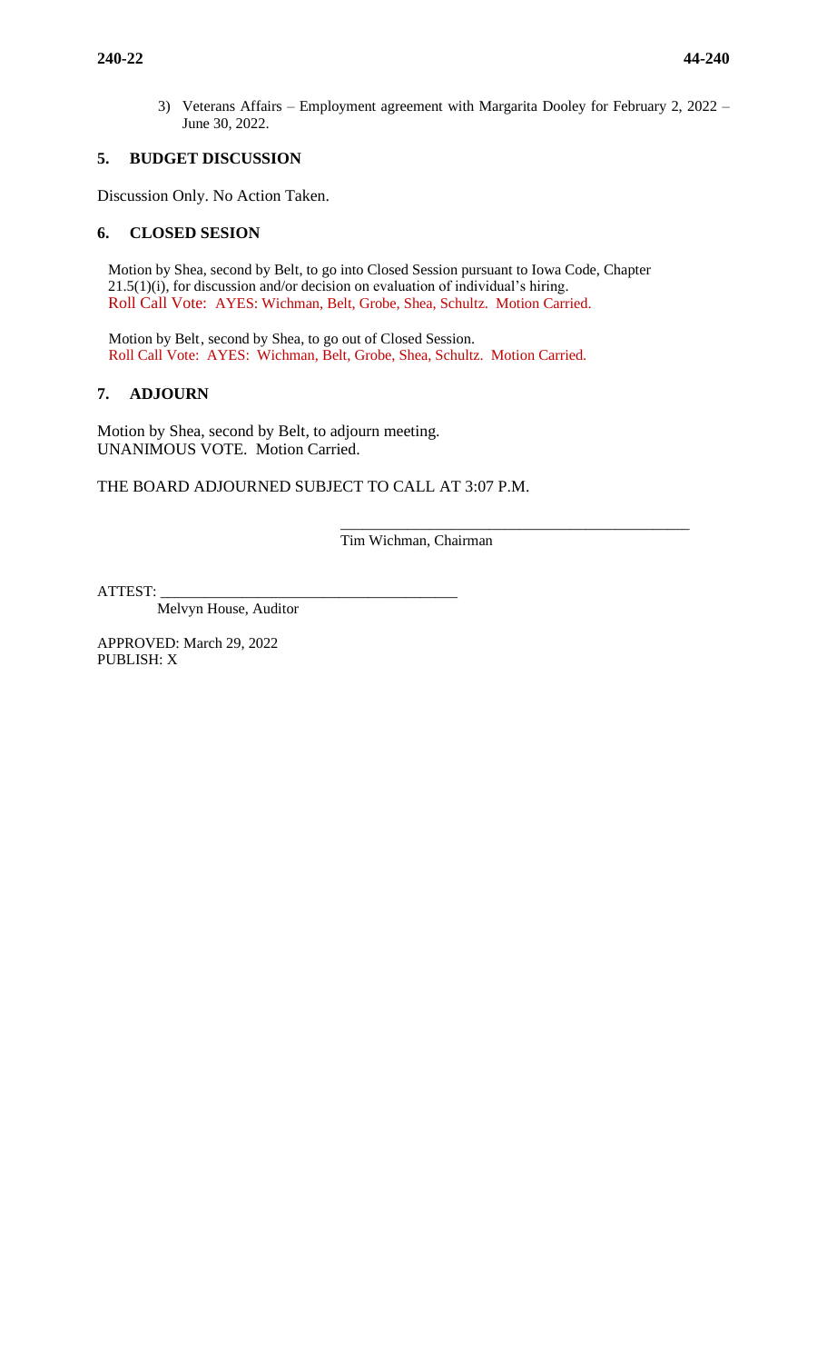3) Veterans Affairs – Employment agreement with Margarita Dooley for February 2, 2022 – June 30, 2022.

## 5. BUDGET DISCUSSION

Discussion Only. No Action Taken.

## 6. CLOSED SESION

Motion by Shea, second by Belt, to go into Closed Session pursuant to Iowa Code, Chapter 21.5(1)(i), for discussion and/or decision on evaluation of individual's hiring.
Roll Call Vote: AYES: Wichman, Belt, Grobe, Shea, Schultz. Motion Carried.

Motion by Belt, second by Shea, to go out of Closed Session.
Roll Call Vote: AYES: Wichman, Belt, Grobe, Shea, Schultz. Motion Carried.

## 7. ADJOURN

Motion by Shea, second by Belt, to adjourn meeting.
UNANIMOUS VOTE. Motion Carried.

THE BOARD ADJOURNED SUBJECT TO CALL AT 3:07 P.M.

\_\_\_\_\_\_\_\_\_\_\_\_\_\_\_\_\_\_\_\_\_\_\_\_\_\_\_\_\_\_\_\_\_\_\_\_\_\_\_\_\_\_\_\_\_\_
Tim Wichman, Chairman

ATTEST: \_\_\_\_\_\_\_\_\_\_\_\_\_\_\_\_\_\_\_\_\_\_\_\_\_\_\_\_\_\_\_\_\_\_\_\_\_\_\_\_
Melvyn House, Auditor

APPROVED: March 29, 2022
PUBLISH: X